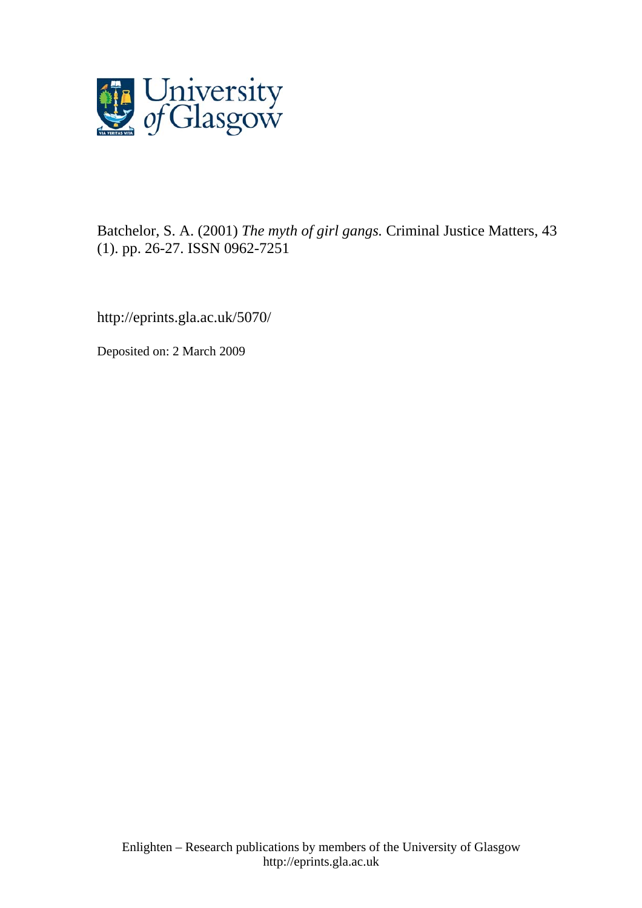Batchelor, S. A. (2001) *The myth of girl gangs.* Criminal Justice Matters, 43 (1). pp. 26-27. ISSN 0962-7251

http://eprints.gla.ac.uk/5070/

Deposited on: 2 March 2009

Enlighten – Research publications by members of the University of Glasgow
http://eprints.gla.ac.uk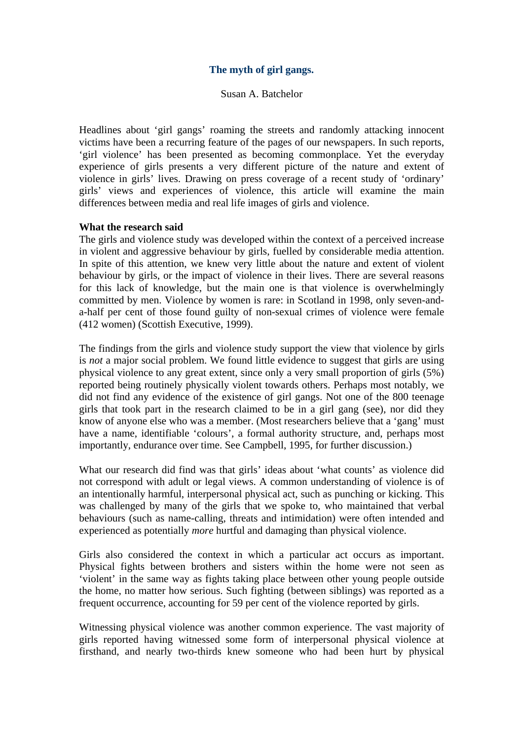# The myth of girl gangs.

Susan A. Batchelor

Headlines about 'girl gangs' roaming the streets and randomly attacking innocent victims have been a recurring feature of the pages of our newspapers. In such reports, 'girl violence' has been presented as becoming commonplace. Yet the everyday experience of girls presents a very different picture of the nature and extent of violence in girls' lives. Drawing on press coverage of a recent study of 'ordinary' girls' views and experiences of violence, this article will examine the main differences between media and real life images of girls and violence.

**What the research said**

The girls and violence study was developed within the context of a perceived increase in violent and aggressive behaviour by girls, fuelled by considerable media attention. In spite of this attention, we knew very little about the nature and extent of violent behaviour by girls, or the impact of violence in their lives. There are several reasons for this lack of knowledge, but the main one is that violence is overwhelmingly committed by men. Violence by women is rare: in Scotland in 1998, only seven-and-a-half per cent of those found guilty of non-sexual crimes of violence were female (412 women) (Scottish Executive, 1999).

The findings from the girls and violence study support the view that violence by girls is *not* a major social problem. We found little evidence to suggest that girls are using physical violence to any great extent, since only a very small proportion of girls (5%) reported being routinely physically violent towards others. Perhaps most notably, we did not find any evidence of the existence of girl gangs. Not one of the 800 teenage girls that took part in the research claimed to be in a girl gang (see), nor did they know of anyone else who was a member. (Most researchers believe that a 'gang' must have a name, identifiable 'colours', a formal authority structure, and, perhaps most importantly, endurance over time. See Campbell, 1995, for further discussion.)

What our research did find was that girls' ideas about 'what counts' as violence did not correspond with adult or legal views. A common understanding of violence is of an intentionally harmful, interpersonal physical act, such as punching or kicking. This was challenged by many of the girls that we spoke to, who maintained that verbal behaviours (such as name-calling, threats and intimidation) were often intended and experienced as potentially *more* hurtful and damaging than physical violence.

Girls also considered the context in which a particular act occurs as important. Physical fights between brothers and sisters within the home were not seen as 'violent' in the same way as fights taking place between other young people outside the home, no matter how serious. Such fighting (between siblings) was reported as a frequent occurrence, accounting for 59 per cent of the violence reported by girls.

Witnessing physical violence was another common experience. The vast majority of girls reported having witnessed some form of interpersonal physical violence at firsthand, and nearly two-thirds knew someone who had been hurt by physical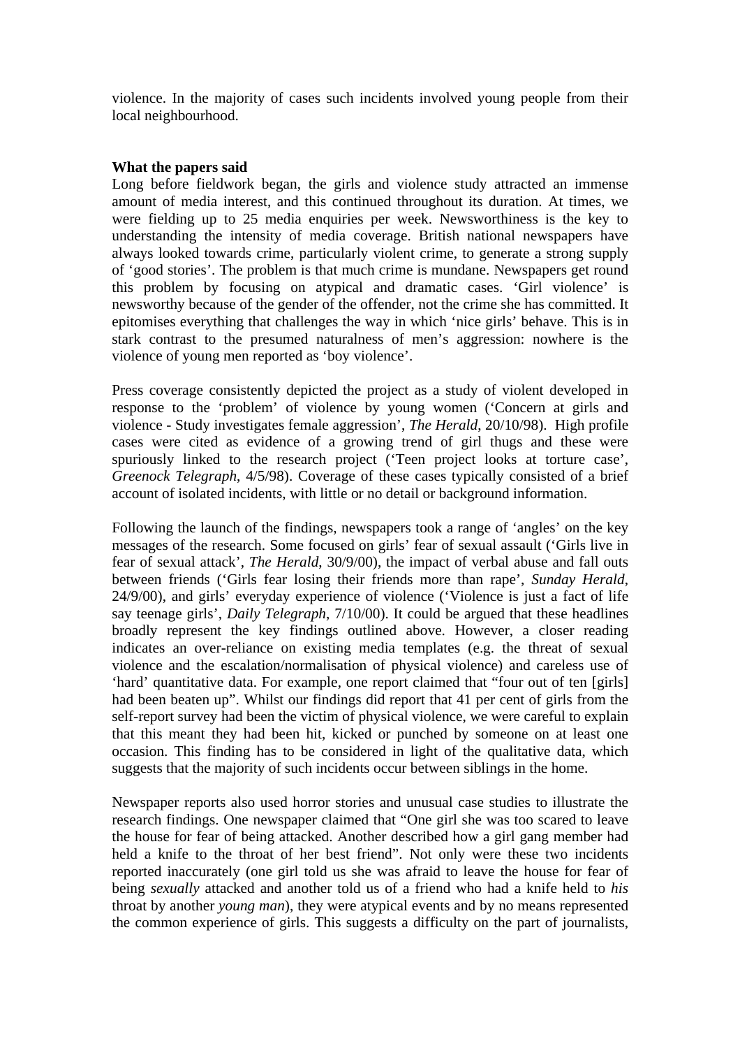violence. In the majority of cases such incidents involved young people from their local neighbourhood.

## What the papers said

Long before fieldwork began, the girls and violence study attracted an immense amount of media interest, and this continued throughout its duration. At times, we were fielding up to 25 media enquiries per week. Newsworthiness is the key to understanding the intensity of media coverage. British national newspapers have always looked towards crime, particularly violent crime, to generate a strong supply of 'good stories'. The problem is that much crime is mundane. Newspapers get round this problem by focusing on atypical and dramatic cases. 'Girl violence' is newsworthy because of the gender of the offender, not the crime she has committed. It epitomises everything that challenges the way in which 'nice girls' behave. This is in stark contrast to the presumed naturalness of men's aggression: nowhere is the violence of young men reported as 'boy violence'.

Press coverage consistently depicted the project as a study of violent developed in response to the 'problem' of violence by young women ('Concern at girls and violence - Study investigates female aggression', *The Herald*, 20/10/98). High profile cases were cited as evidence of a growing trend of girl thugs and these were spuriously linked to the research project ('Teen project looks at torture case', *Greenock Telegraph*, 4/5/98). Coverage of these cases typically consisted of a brief account of isolated incidents, with little or no detail or background information.

Following the launch of the findings, newspapers took a range of 'angles' on the key messages of the research. Some focused on girls' fear of sexual assault ('Girls live in fear of sexual attack', *The Herald*, 30/9/00), the impact of verbal abuse and fall outs between friends ('Girls fear losing their friends more than rape', *Sunday Herald*, 24/9/00), and girls' everyday experience of violence ('Violence is just a fact of life say teenage girls', *Daily Telegraph*, 7/10/00). It could be argued that these headlines broadly represent the key findings outlined above. However, a closer reading indicates an over-reliance on existing media templates (e.g. the threat of sexual violence and the escalation/normalisation of physical violence) and careless use of 'hard' quantitative data. For example, one report claimed that "four out of ten [girls] had been beaten up". Whilst our findings did report that 41 per cent of girls from the self-report survey had been the victim of physical violence, we were careful to explain that this meant they had been hit, kicked or punched by someone on at least one occasion. This finding has to be considered in light of the qualitative data, which suggests that the majority of such incidents occur between siblings in the home.

Newspaper reports also used horror stories and unusual case studies to illustrate the research findings. One newspaper claimed that "One girl she was too scared to leave the house for fear of being attacked. Another described how a girl gang member had held a knife to the throat of her best friend". Not only were these two incidents reported inaccurately (one girl told us she was afraid to leave the house for fear of being *sexually* attacked and another told us of a friend who had a knife held to *his* throat by another *young man*), they were atypical events and by no means represented the common experience of girls. This suggests a difficulty on the part of journalists,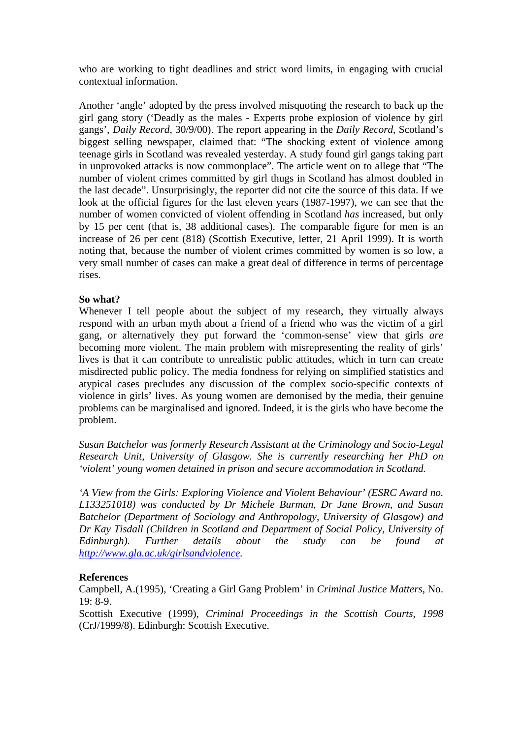who are working to tight deadlines and strict word limits, in engaging with crucial contextual information.

Another 'angle' adopted by the press involved misquoting the research to back up the girl gang story ('Deadly as the males - Experts probe explosion of violence by girl gangs', *Daily Record*, 30/9/00). The report appearing in the *Daily Record*, Scotland's biggest selling newspaper, claimed that: "The shocking extent of violence among teenage girls in Scotland was revealed yesterday. A study found girl gangs taking part in unprovoked attacks is now commonplace". The article went on to allege that "The number of violent crimes committed by girl thugs in Scotland has almost doubled in the last decade". Unsurprisingly, the reporter did not cite the source of this data. If we look at the official figures for the last eleven years (1987-1997), we can see that the number of women convicted of violent offending in Scotland *has* increased, but only by 15 per cent (that is, 38 additional cases). The comparable figure for men is an increase of 26 per cent (818) (Scottish Executive, letter, 21 April 1999). It is worth noting that, because the number of violent crimes committed by women is so low, a very small number of cases can make a great deal of difference in terms of percentage rises.

**So what?**

Whenever I tell people about the subject of my research, they virtually always respond with an urban myth about a friend of a friend who was the victim of a girl gang, or alternatively they put forward the 'common-sense' view that girls *are* becoming more violent. The main problem with misrepresenting the reality of girls' lives is that it can contribute to unrealistic public attitudes, which in turn can create misdirected public policy. The media fondness for relying on simplified statistics and atypical cases precludes any discussion of the complex socio-specific contexts of violence in girls' lives. As young women are demonised by the media, their genuine problems can be marginalised and ignored. Indeed, it is the girls who have become the problem.

*Susan Batchelor was formerly Research Assistant at the Criminology and Socio-Legal Research Unit, University of Glasgow. She is currently researching her PhD on 'violent' young women detained in prison and secure accommodation in Scotland.*

*'A View from the Girls: Exploring Violence and Violent Behaviour' (ESRC Award no. L133251018) was conducted by Dr Michele Burman, Dr Jane Brown, and Susan Batchelor (Department of Sociology and Anthropology, University of Glasgow) and Dr Kay Tisdall (Children in Scotland and Department of Social Policy, University of Edinburgh). Further details about the study can be found at [http://www.gla.ac.uk/girlsandviolence](http://www.gla.ac.uk/girlsandviolence).*

**References**

Campbell, A.(1995), 'Creating a Girl Gang Problem' in *Criminal Justice Matters*, No. 19: 8-9.

Scottish Executive (1999), *Criminal Proceedings in the Scottish Courts, 1998* (CrJ/1999/8). Edinburgh: Scottish Executive.